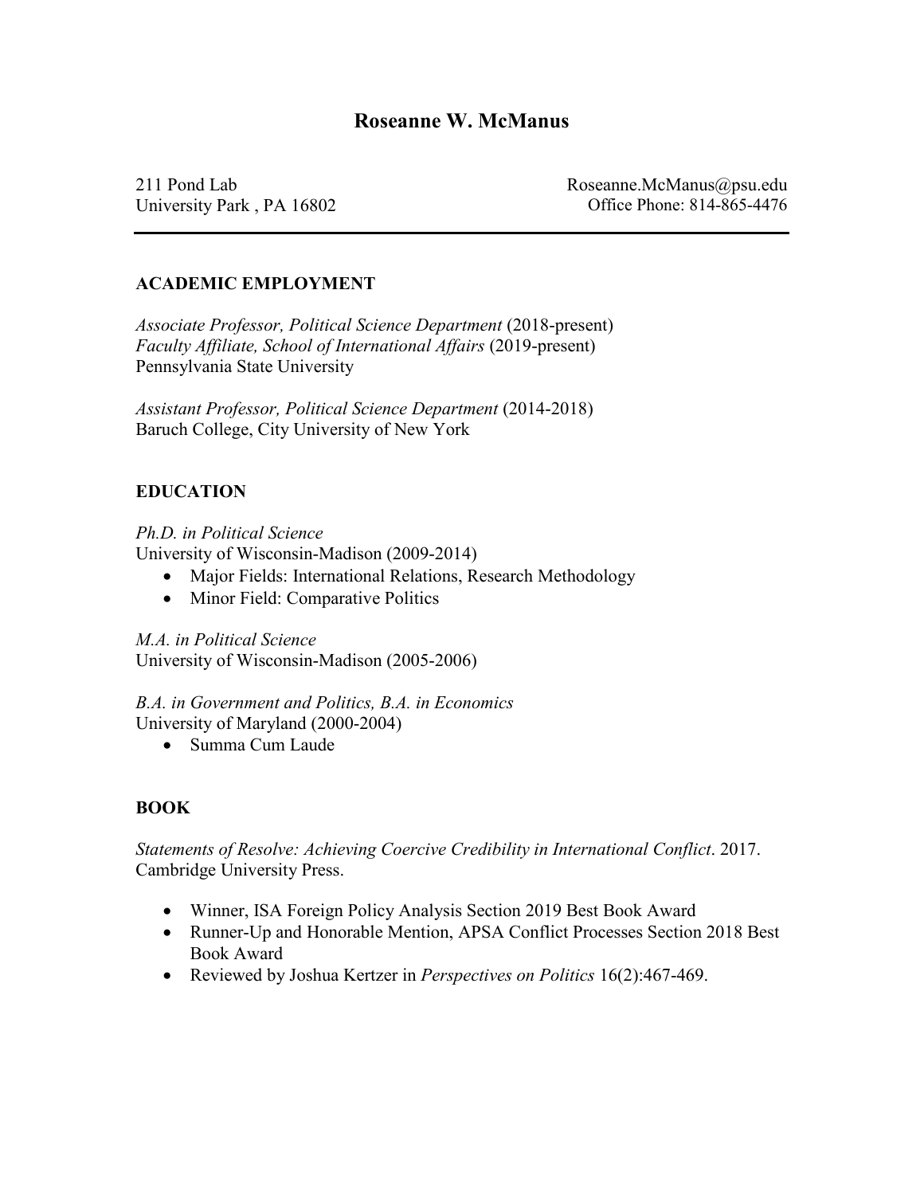# Roseanne W. McManus

211 Pond Lab
University Park , PA 16802

Roseanne.McManus@psu.edu
Office Phone: 814-865-4476

---

## ACADEMIC EMPLOYMENT

*Associate Professor, Political Science Department* (2018-present)
*Faculty Affiliate, School of International Affairs* (2019-present)
Pennsylvania State University

*Assistant Professor, Political Science Department* (2014-2018)
Baruch College, City University of New York

## EDUCATION

*Ph.D. in Political Science*
University of Wisconsin-Madison (2009-2014)

- Major Fields: International Relations, Research Methodology
- Minor Field: Comparative Politics

*M.A. in Political Science*
University of Wisconsin-Madison (2005-2006)

*B.A. in Government and Politics, B.A. in Economics*
University of Maryland (2000-2004)

- Summa Cum Laude

## BOOK

*Statements of Resolve: Achieving Coercive Credibility in International Conflict*. 2017. Cambridge University Press.

- Winner, ISA Foreign Policy Analysis Section 2019 Best Book Award
- Runner-Up and Honorable Mention, APSA Conflict Processes Section 2018 Best Book Award
- Reviewed by Joshua Kertzer in *Perspectives on Politics* 16(2):467-469.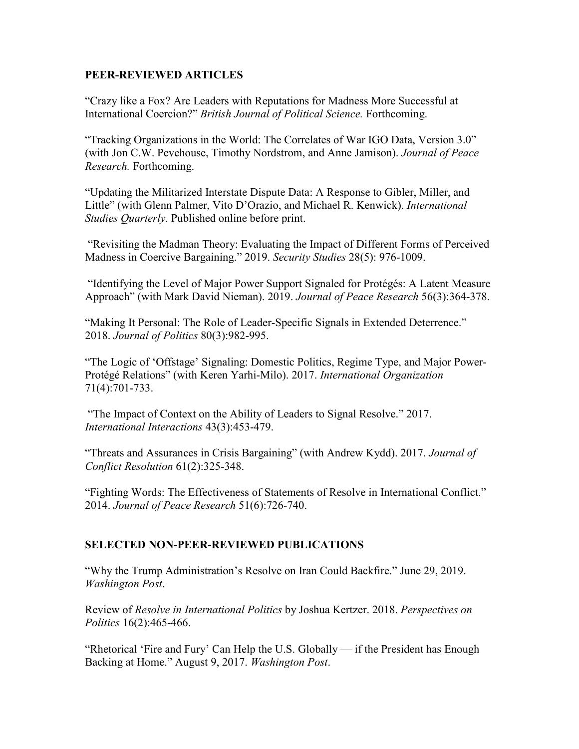## PEER-REVIEWED ARTICLES

"Crazy like a Fox? Are Leaders with Reputations for Madness More Successful at International Coercion?" *British Journal of Political Science.* Forthcoming.

"Tracking Organizations in the World: The Correlates of War IGO Data, Version 3.0" (with Jon C.W. Pevehouse, Timothy Nordstrom, and Anne Jamison). *Journal of Peace Research.* Forthcoming.

"Updating the Militarized Interstate Dispute Data: A Response to Gibler, Miller, and Little" (with Glenn Palmer, Vito D'Orazio, and Michael R. Kenwick). *International Studies Quarterly.* Published online before print.

"Revisiting the Madman Theory: Evaluating the Impact of Different Forms of Perceived Madness in Coercive Bargaining." 2019. *Security Studies* 28(5): 976-1009.

"Identifying the Level of Major Power Support Signaled for Protégés: A Latent Measure Approach" (with Mark David Nieman). 2019. *Journal of Peace Research* 56(3):364-378.

"Making It Personal: The Role of Leader-Specific Signals in Extended Deterrence." 2018. *Journal of Politics* 80(3):982-995.

"The Logic of 'Offstage' Signaling: Domestic Politics, Regime Type, and Major Power-Protégé Relations" (with Keren Yarhi-Milo). 2017. *International Organization* 71(4):701-733.

"The Impact of Context on the Ability of Leaders to Signal Resolve." 2017. *International Interactions* 43(3):453-479.

"Threats and Assurances in Crisis Bargaining" (with Andrew Kydd). 2017. *Journal of Conflict Resolution* 61(2):325-348.

"Fighting Words: The Effectiveness of Statements of Resolve in International Conflict." 2014. *Journal of Peace Research* 51(6):726-740.

## SELECTED NON-PEER-REVIEWED PUBLICATIONS

"Why the Trump Administration's Resolve on Iran Could Backfire." June 29, 2019. *Washington Post*.

Review of *Resolve in International Politics* by Joshua Kertzer. 2018. *Perspectives on Politics* 16(2):465-466.

"Rhetorical 'Fire and Fury' Can Help the U.S. Globally — if the President has Enough Backing at Home." August 9, 2017. *Washington Post*.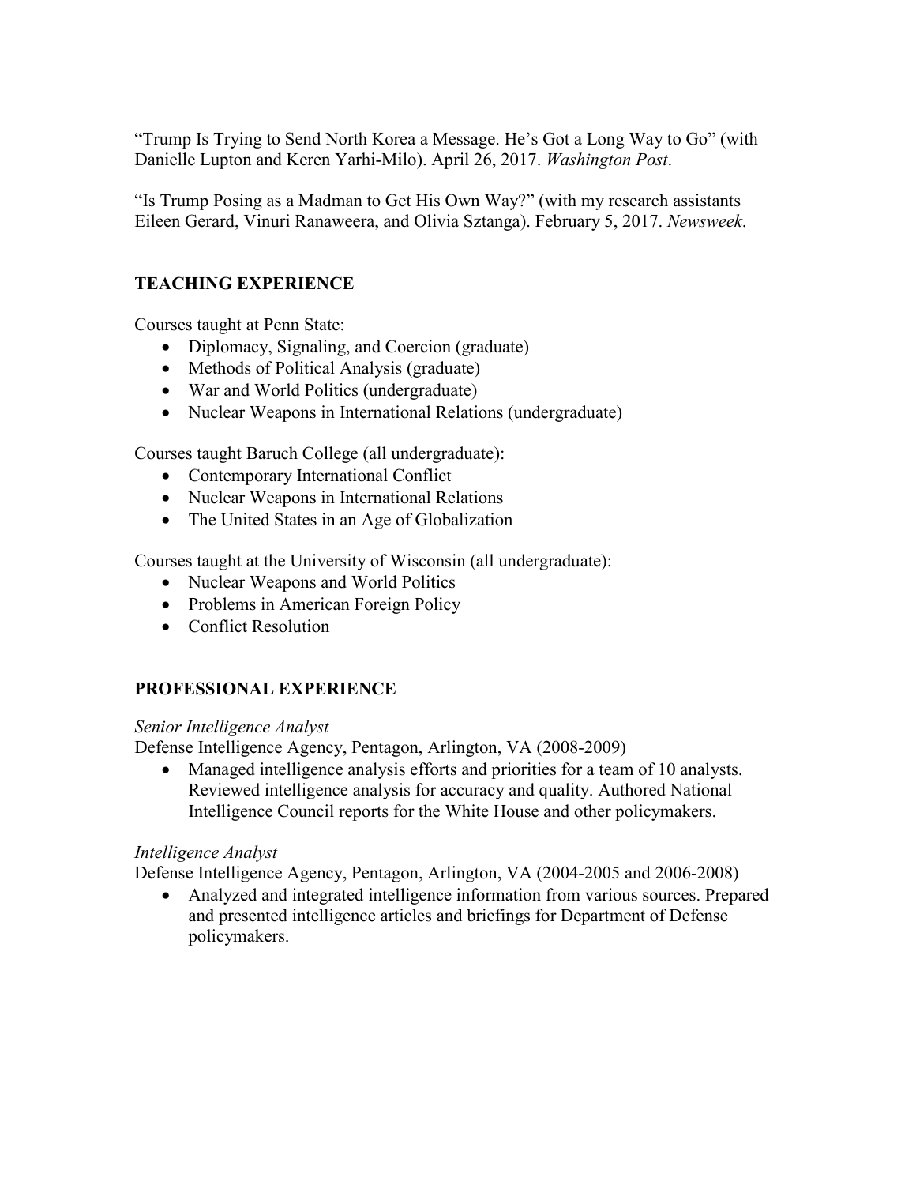"Trump Is Trying to Send North Korea a Message. He's Got a Long Way to Go" (with Danielle Lupton and Keren Yarhi-Milo). April 26, 2017. *Washington Post*.

"Is Trump Posing as a Madman to Get His Own Way?" (with my research assistants Eileen Gerard, Vinuri Ranaweera, and Olivia Sztanga). February 5, 2017. *Newsweek*.

## TEACHING EXPERIENCE

Courses taught at Penn State:

- Diplomacy, Signaling, and Coercion (graduate)
- Methods of Political Analysis (graduate)
- War and World Politics (undergraduate)
- Nuclear Weapons in International Relations (undergraduate)

Courses taught Baruch College (all undergraduate):

- Contemporary International Conflict
- Nuclear Weapons in International Relations
- The United States in an Age of Globalization

Courses taught at the University of Wisconsin (all undergraduate):

- Nuclear Weapons and World Politics
- Problems in American Foreign Policy
- Conflict Resolution

## PROFESSIONAL EXPERIENCE

*Senior Intelligence Analyst*
Defense Intelligence Agency, Pentagon, Arlington, VA (2008-2009)

- Managed intelligence analysis efforts and priorities for a team of 10 analysts. Reviewed intelligence analysis for accuracy and quality. Authored National Intelligence Council reports for the White House and other policymakers.

*Intelligence Analyst*
Defense Intelligence Agency, Pentagon, Arlington, VA (2004-2005 and 2006-2008)

- Analyzed and integrated intelligence information from various sources. Prepared and presented intelligence articles and briefings for Department of Defense policymakers.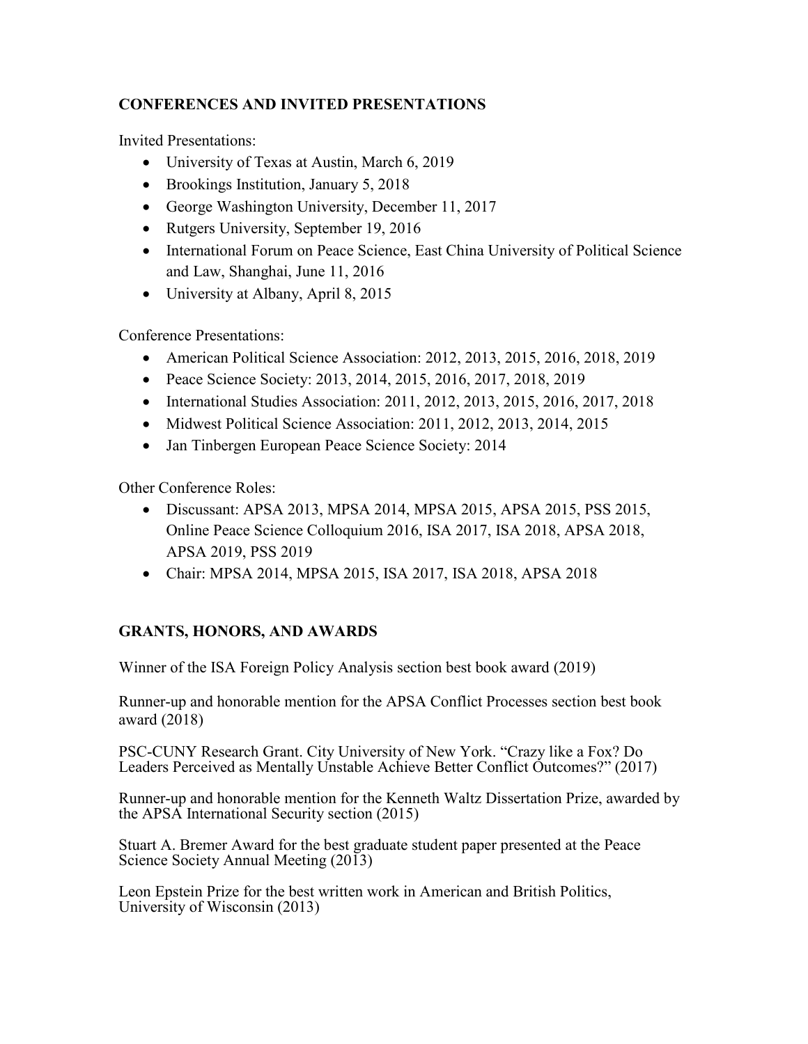## CONFERENCES AND INVITED PRESENTATIONS

Invited Presentations:

- University of Texas at Austin, March 6, 2019
- Brookings Institution, January 5, 2018
- George Washington University, December 11, 2017
- Rutgers University, September 19, 2016
- International Forum on Peace Science, East China University of Political Science and Law, Shanghai, June 11, 2016
- University at Albany, April 8, 2015

Conference Presentations:

- American Political Science Association: 2012, 2013, 2015, 2016, 2018, 2019
- Peace Science Society: 2013, 2014, 2015, 2016, 2017, 2018, 2019
- International Studies Association: 2011, 2012, 2013, 2015, 2016, 2017, 2018
- Midwest Political Science Association: 2011, 2012, 2013, 2014, 2015
- Jan Tinbergen European Peace Science Society: 2014

Other Conference Roles:

- Discussant: APSA 2013, MPSA 2014, MPSA 2015, APSA 2015, PSS 2015, Online Peace Science Colloquium 2016, ISA 2017, ISA 2018, APSA 2018, APSA 2019, PSS 2019
- Chair: MPSA 2014, MPSA 2015, ISA 2017, ISA 2018, APSA 2018

## GRANTS, HONORS, AND AWARDS

Winner of the ISA Foreign Policy Analysis section best book award (2019)

Runner-up and honorable mention for the APSA Conflict Processes section best book award (2018)

PSC-CUNY Research Grant. City University of New York. "Crazy like a Fox? Do Leaders Perceived as Mentally Unstable Achieve Better Conflict Outcomes?" (2017)

Runner-up and honorable mention for the Kenneth Waltz Dissertation Prize, awarded by the APSA International Security section (2015)

Stuart A. Bremer Award for the best graduate student paper presented at the Peace Science Society Annual Meeting (2013)

Leon Epstein Prize for the best written work in American and British Politics, University of Wisconsin (2013)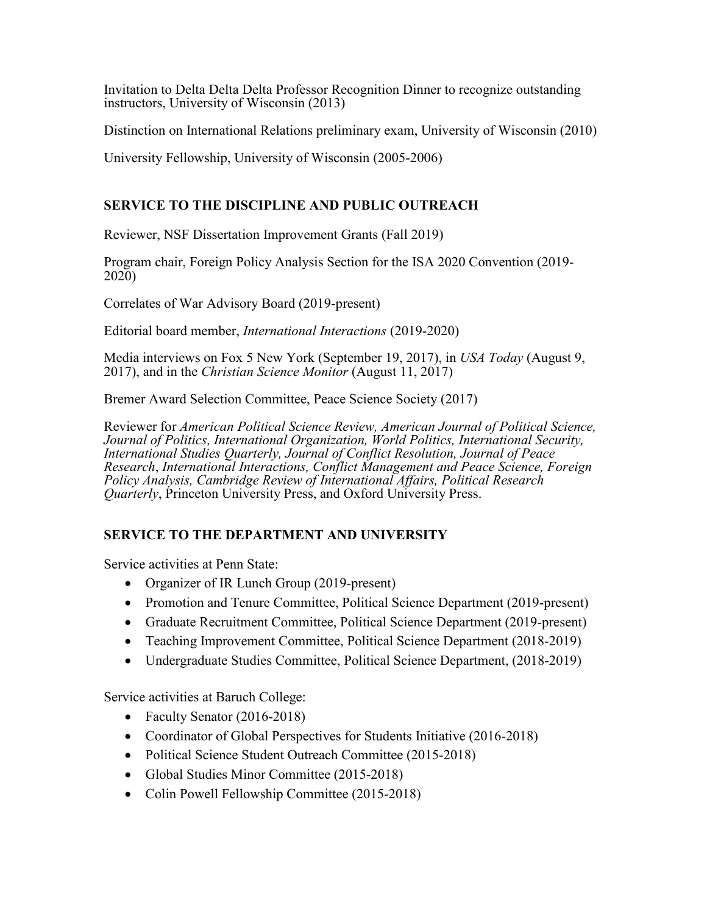Invitation to Delta Delta Delta Professor Recognition Dinner to recognize outstanding instructors, University of Wisconsin (2013)

Distinction on International Relations preliminary exam, University of Wisconsin (2010)

University Fellowship, University of Wisconsin (2005-2006)

## SERVICE TO THE DISCIPLINE AND PUBLIC OUTREACH

Reviewer, NSF Dissertation Improvement Grants (Fall 2019)

Program chair, Foreign Policy Analysis Section for the ISA 2020 Convention (2019-2020)

Correlates of War Advisory Board (2019-present)

Editorial board member, *International Interactions* (2019-2020)

Media interviews on Fox 5 New York (September 19, 2017), in *USA Today* (August 9, 2017), and in the *Christian Science Monitor* (August 11, 2017)

Bremer Award Selection Committee, Peace Science Society (2017)

Reviewer for *American Political Science Review, American Journal of Political Science, Journal of Politics, International Organization, World Politics, International Security, International Studies Quarterly, Journal of Conflict Resolution, Journal of Peace Research*, *International Interactions, Conflict Management and Peace Science, Foreign Policy Analysis, Cambridge Review of International Affairs, Political Research Quarterly*, Princeton University Press, and Oxford University Press.

## SERVICE TO THE DEPARTMENT AND UNIVERSITY

Service activities at Penn State:

- Organizer of IR Lunch Group (2019-present)
- Promotion and Tenure Committee, Political Science Department (2019-present)
- Graduate Recruitment Committee, Political Science Department (2019-present)
- Teaching Improvement Committee, Political Science Department (2018-2019)
- Undergraduate Studies Committee, Political Science Department, (2018-2019)

Service activities at Baruch College:

- Faculty Senator (2016-2018)
- Coordinator of Global Perspectives for Students Initiative (2016-2018)
- Political Science Student Outreach Committee (2015-2018)
- Global Studies Minor Committee (2015-2018)
- Colin Powell Fellowship Committee (2015-2018)